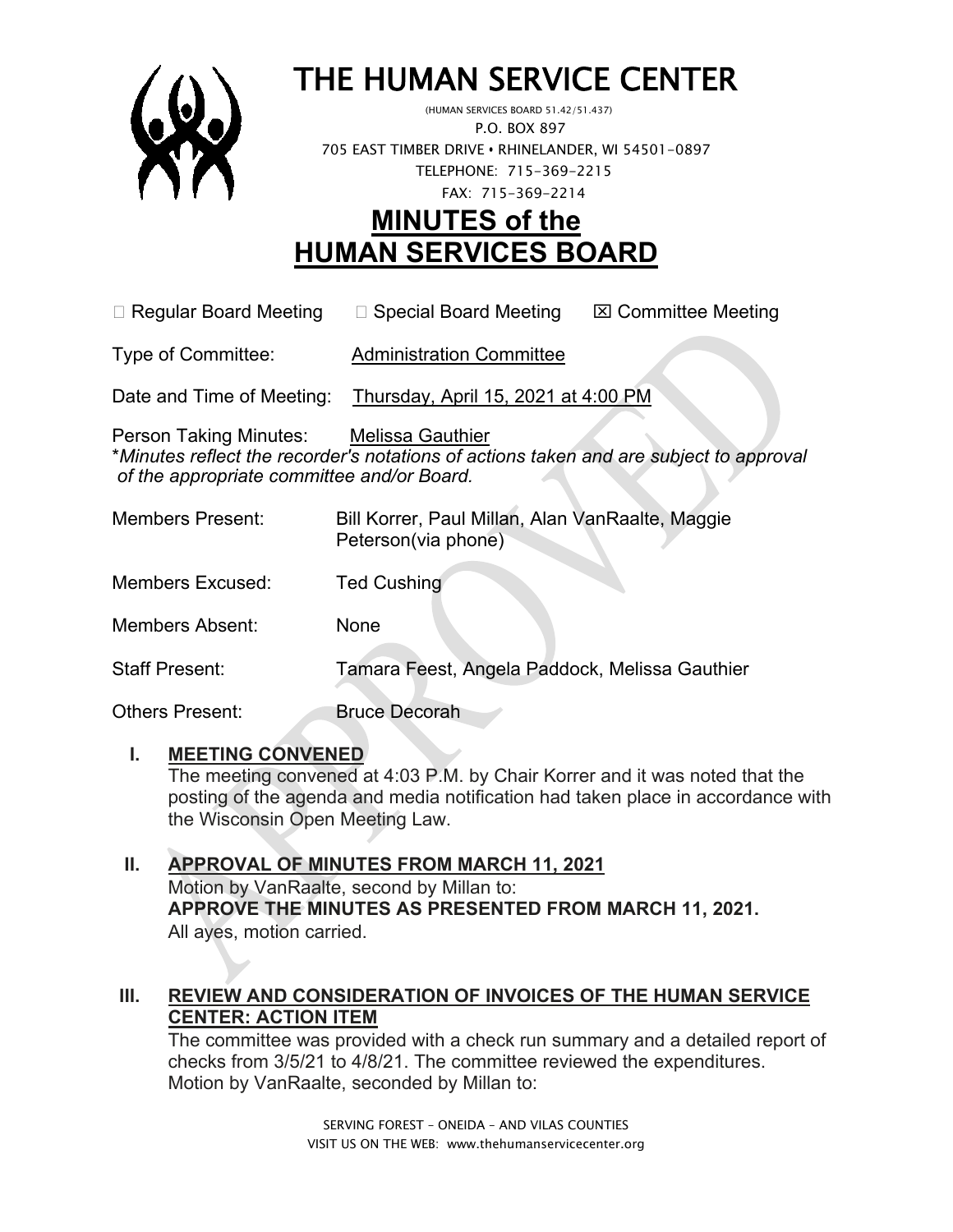# THE HUMAN SERVICE CENTER

(HUMAN SERVICES BOARD 51.42/51.437)
P.O. BOX 897
705 EAST TIMBER DRIVE • RHINELANDER, WI 54501-0897
TELEPHONE: 715-369-2215
FAX: 715-369-2214

# MINUTES of the HUMAN SERVICES BOARD

☐ Regular Board Meeting ☐ Special Board Meeting ☒ Committee Meeting

Type of Committee: Administration Committee

Date and Time of Meeting: Thursday, April 15, 2021 at 4:00 PM

Person Taking Minutes: Melissa Gauthier
*\*Minutes reflect the recorder's notations of actions taken and are subject to approval of the appropriate committee and/or Board.*

Members Present: Bill Korrer, Paul Millan, Alan VanRaalte, Maggie Peterson(via phone)

Members Excused: Ted Cushing

Members Absent: None

Staff Present: Tamara Feest, Angela Paddock, Melissa Gauthier

Others Present: Bruce Decorah

## I. MEETING CONVENED

The meeting convened at 4:03 P.M. by Chair Korrer and it was noted that the posting of the agenda and media notification had taken place in accordance with the Wisconsin Open Meeting Law.

## II. APPROVAL OF MINUTES FROM MARCH 11, 2021

Motion by VanRaalte, second by Millan to:
**APPROVE THE MINUTES AS PRESENTED FROM MARCH 11, 2021.**
All ayes, motion carried.

## III. REVIEW AND CONSIDERATION OF INVOICES OF THE HUMAN SERVICE CENTER: ACTION ITEM

The committee was provided with a check run summary and a detailed report of checks from 3/5/21 to 4/8/21. The committee reviewed the expenditures. Motion by VanRaalte, seconded by Millan to:

SERVING FOREST – ONEIDA – AND VILAS COUNTIES
VISIT US ON THE WEB: www.thehumanservicecenter.org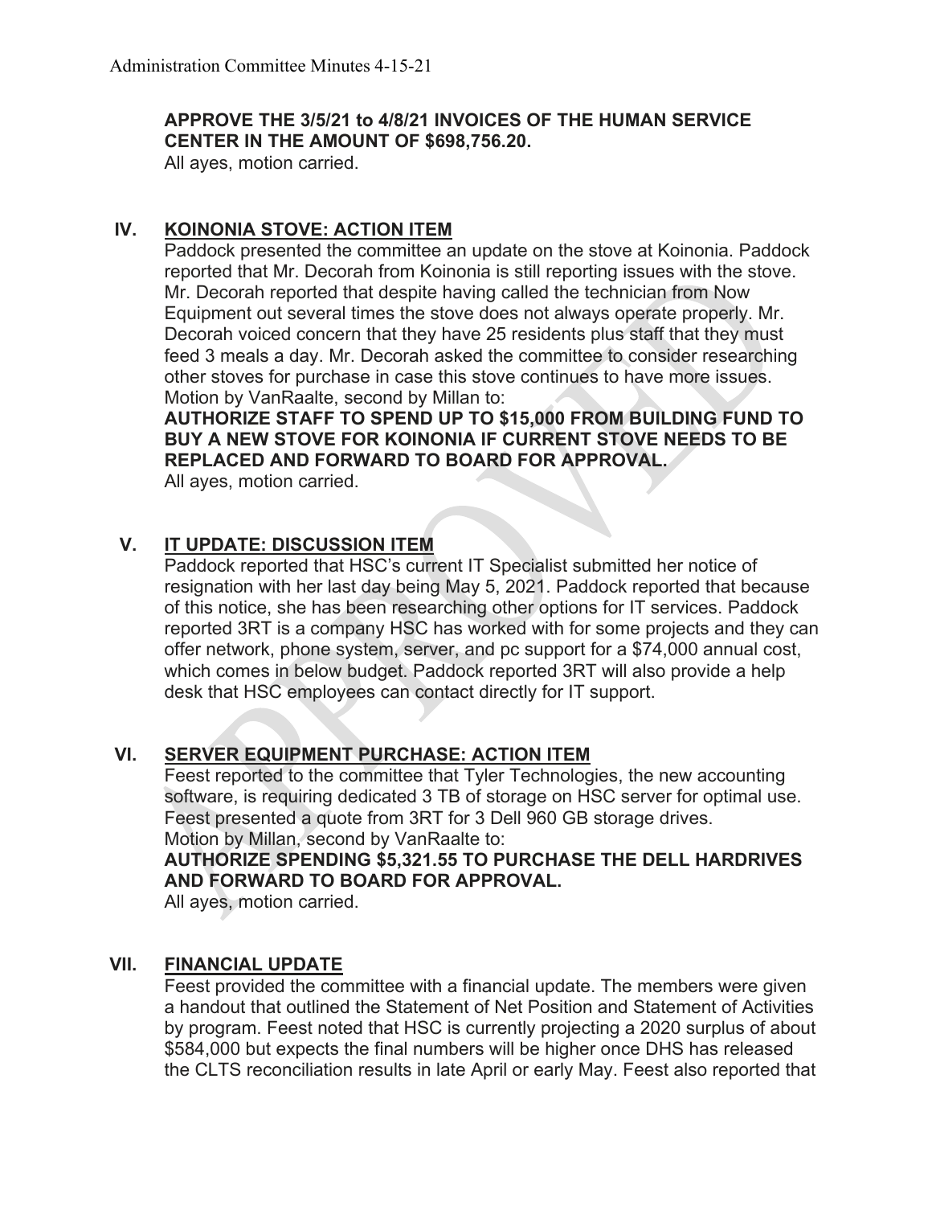**APPROVE THE 3/5/21 to 4/8/21 INVOICES OF THE HUMAN SERVICE CENTER IN THE AMOUNT OF $698,756.20.**

All ayes, motion carried.

## IV. <u>KOINONIA STOVE: ACTION ITEM</u>

Paddock presented the committee an update on the stove at Koinonia. Paddock reported that Mr. Decorah from Koinonia is still reporting issues with the stove. Mr. Decorah reported that despite having called the technician from Now Equipment out several times the stove does not always operate properly. Mr. Decorah voiced concern that they have 25 residents plus staff that they must feed 3 meals a day. Mr. Decorah asked the committee to consider researching other stoves for purchase in case this stove continues to have more issues.

Motion by VanRaalte, second by Millan to:

**AUTHORIZE STAFF TO SPEND UP TO $15,000 FROM BUILDING FUND TO BUY A NEW STOVE FOR KOINONIA IF CURRENT STOVE NEEDS TO BE REPLACED AND FORWARD TO BOARD FOR APPROVAL.**

All ayes, motion carried.

## V. <u>IT UPDATE: DISCUSSION ITEM</u>

Paddock reported that HSC's current IT Specialist submitted her notice of resignation with her last day being May 5, 2021. Paddock reported that because of this notice, she has been researching other options for IT services. Paddock reported 3RT is a company HSC has worked with for some projects and they can offer network, phone system, server, and pc support for a $74,000 annual cost, which comes in below budget. Paddock reported 3RT will also provide a help desk that HSC employees can contact directly for IT support.

## VI. <u>SERVER EQUIPMENT PURCHASE: ACTION ITEM</u>

Feest reported to the committee that Tyler Technologies, the new accounting software, is requiring dedicated 3 TB of storage on HSC server for optimal use. Feest presented a quote from 3RT for 3 Dell 960 GB storage drives.

Motion by Millan, second by VanRaalte to:

**AUTHORIZE SPENDING $5,321.55 TO PURCHASE THE DELL HARDRIVES AND FORWARD TO BOARD FOR APPROVAL.**

All ayes, motion carried.

## VII. <u>FINANCIAL UPDATE</u>

Feest provided the committee with a financial update. The members were given a handout that outlined the Statement of Net Position and Statement of Activities by program. Feest noted that HSC is currently projecting a 2020 surplus of about $584,000 but expects the final numbers will be higher once DHS has released the CLTS reconciliation results in late April or early May. Feest also reported that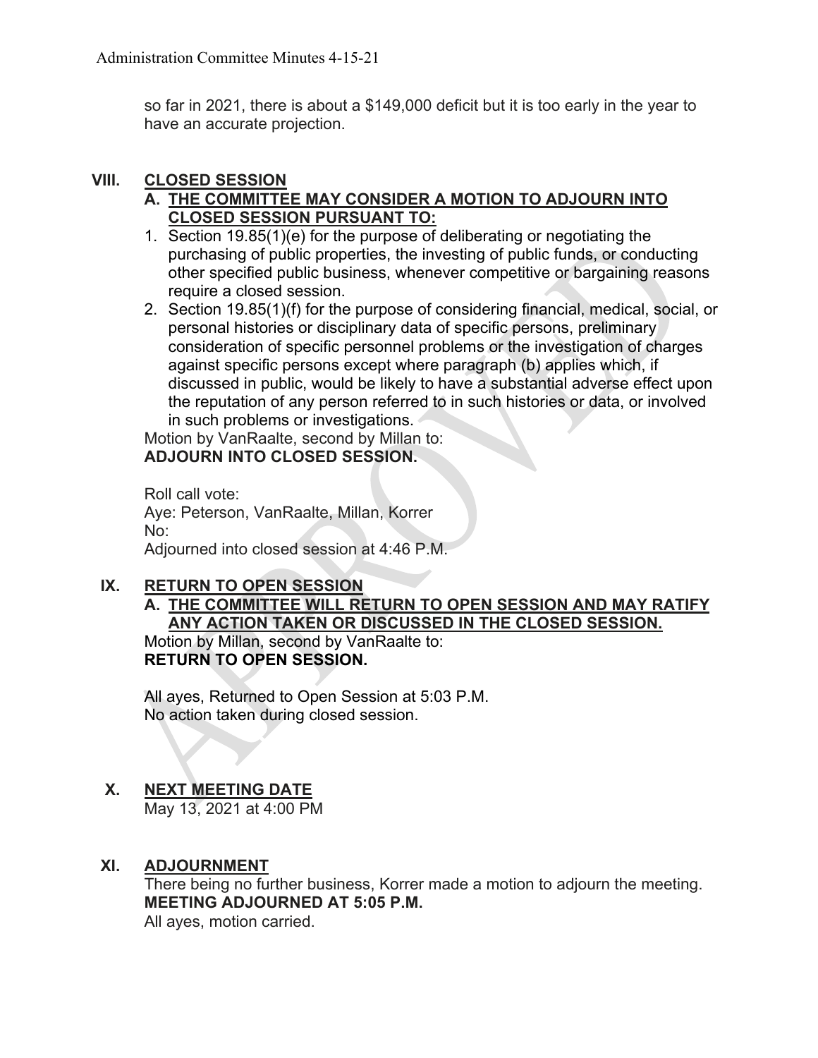so far in 2021, there is about a $149,000 deficit but it is too early in the year to have an accurate projection.

## VIII. CLOSED SESSION

### A. THE COMMITTEE MAY CONSIDER A MOTION TO ADJOURN INTO CLOSED SESSION PURSUANT TO:

1. Section 19.85(1)(e) for the purpose of deliberating or negotiating the purchasing of public properties, the investing of public funds, or conducting other specified public business, whenever competitive or bargaining reasons require a closed session.
2. Section 19.85(1)(f) for the purpose of considering financial, medical, social, or personal histories or disciplinary data of specific persons, preliminary consideration of specific personnel problems or the investigation of charges against specific persons except where paragraph (b) applies which, if discussed in public, would be likely to have a substantial adverse effect upon the reputation of any person referred to in such histories or data, or involved in such problems or investigations.

Motion by VanRaalte, second by Millan to:
**ADJOURN INTO CLOSED SESSION.**

Roll call vote:
Aye: Peterson, VanRaalte, Millan, Korrer
No:
Adjourned into closed session at 4:46 P.M.

## IX. RETURN TO OPEN SESSION

### A. THE COMMITTEE WILL RETURN TO OPEN SESSION AND MAY RATIFY ANY ACTION TAKEN OR DISCUSSED IN THE CLOSED SESSION.

Motion by Millan, second by VanRaalte to:
**RETURN TO OPEN SESSION.**

All ayes, Returned to Open Session at 5:03 P.M.
No action taken during closed session.

## X. NEXT MEETING DATE

May 13, 2021 at 4:00 PM

## XI. ADJOURNMENT

There being no further business, Korrer made a motion to adjourn the meeting.
**MEETING ADJOURNED AT 5:05 P.M.**
All ayes, motion carried.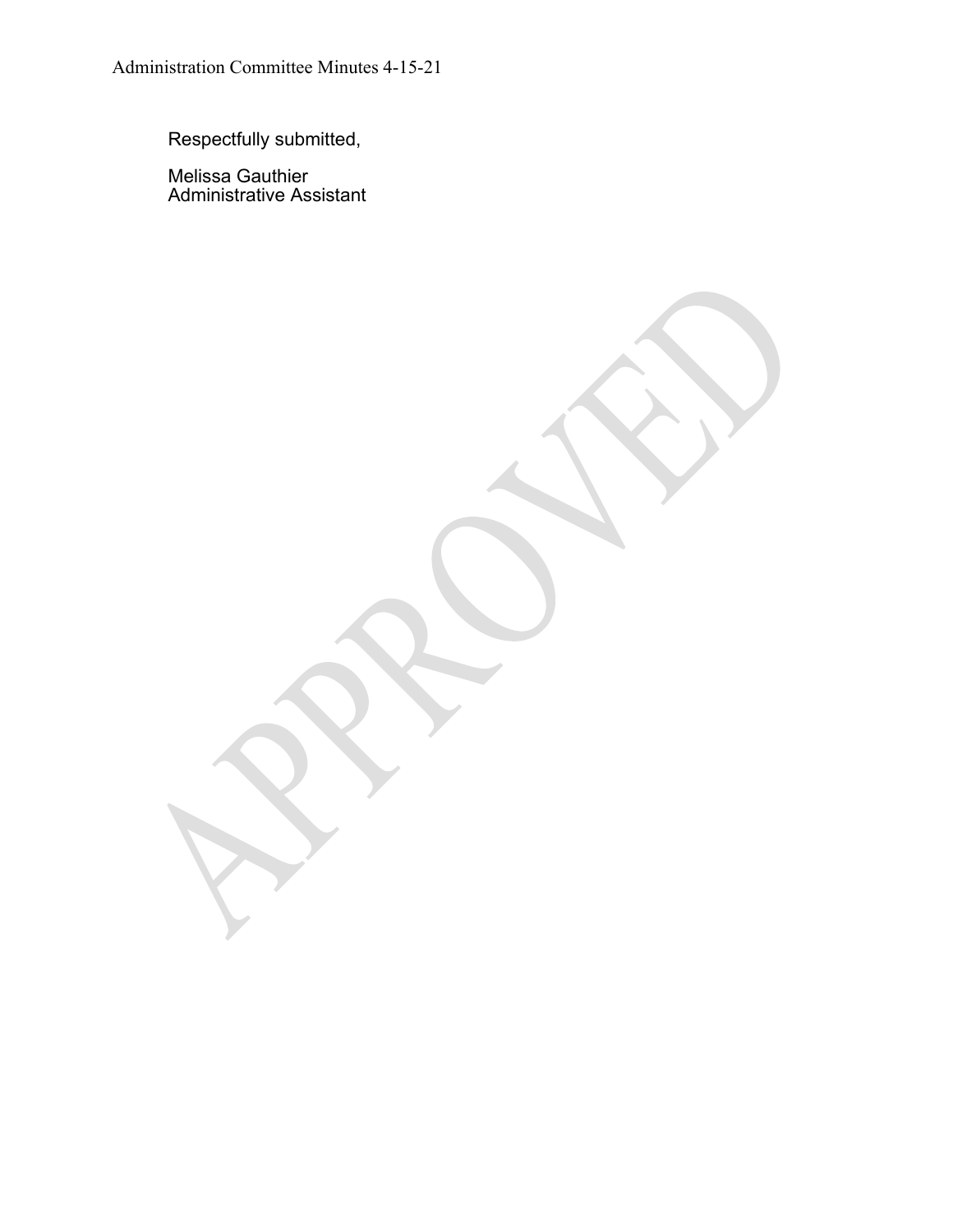Respectfully submitted,

Melissa Gauthier
Administrative Assistant